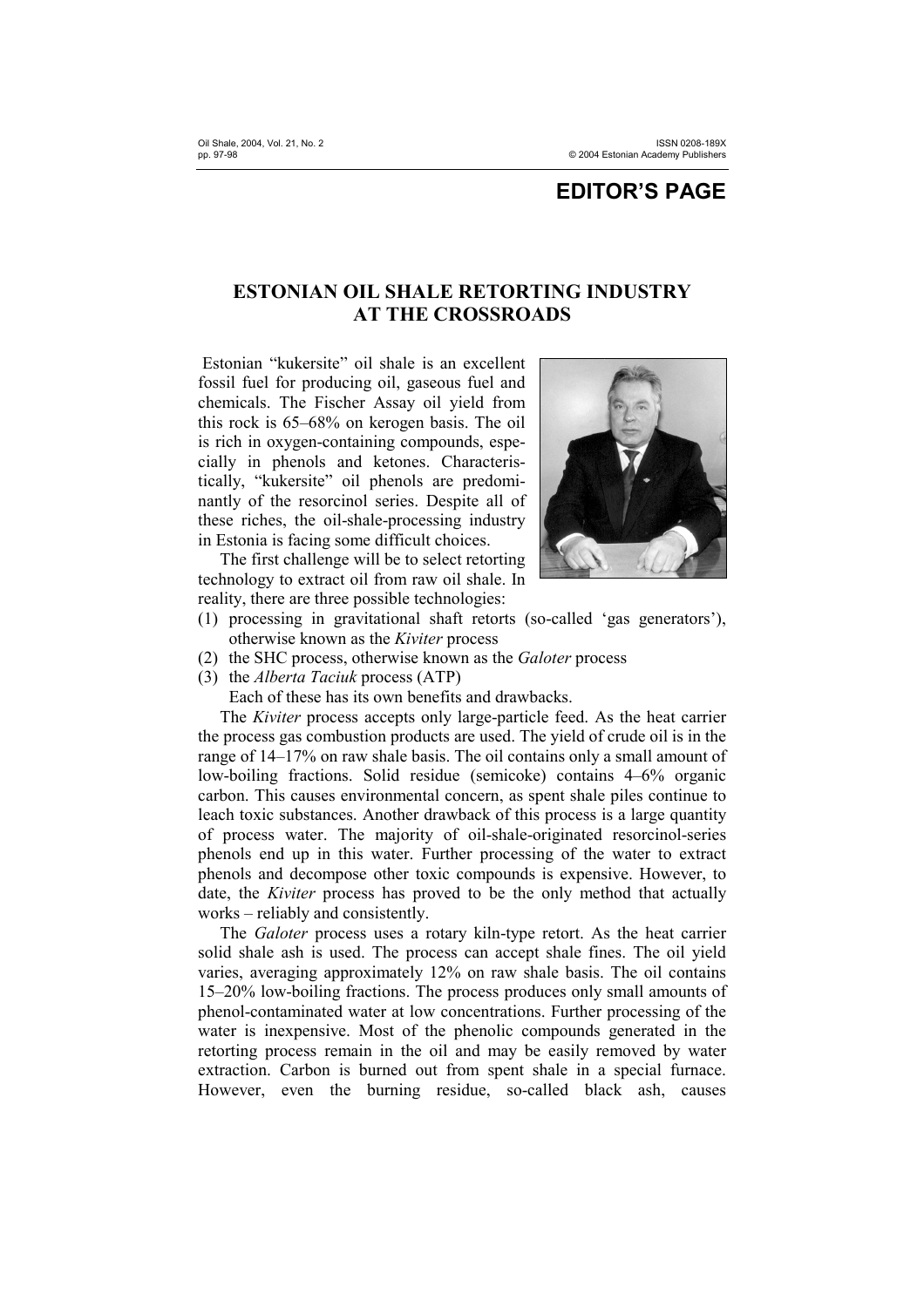## EDITOR'S PAGE

# ESTONIAN OIL SHALE RETORTING INDUSTRY AT THE CROSSROADS

Estonian "kukersite" oil shale is an excellent fossil fuel for producing oil, gaseous fuel and chemicals. The Fischer Assay oil yield from this rock is 65–68% on kerogen basis. The oil is rich in oxygen-containing compounds, especially in phenols and ketones. Characteristically, "kukersite" oil phenols are predominantly of the resorcinol series. Despite all of these riches, the oil-shale-processing industry in Estonia is facing some difficult choices.

The first challenge will be to select retorting technology to extract oil from raw oil shale. In reality, there are three possible technologies:

1. processing in gravitational shaft retorts (so-called 'gas generators'), otherwise known as the *Kiviter* process
2. the SHC process, otherwise known as the *Galoter* process
3. the *Alberta Taciuk* process (ATP)

Each of these has its own benefits and drawbacks.

The *Kiviter* process accepts only large-particle feed. As the heat carrier the process gas combustion products are used. The yield of crude oil is in the range of 14–17% on raw shale basis. The oil contains only a small amount of low-boiling fractions. Solid residue (semicoke) contains 4–6% organic carbon. This causes environmental concern, as spent shale piles continue to leach toxic substances. Another drawback of this process is a large quantity of process water. The majority of oil-shale-originated resorcinol-series phenols end up in this water. Further processing of the water to extract phenols and decompose other toxic compounds is expensive. However, to date, the *Kiviter* process has proved to be the only method that actually works – reliably and consistently.

The *Galoter* process uses a rotary kiln-type retort. As the heat carrier solid shale ash is used. The process can accept shale fines. The oil yield varies, averaging approximately 12% on raw shale basis. The oil contains 15–20% low-boiling fractions. The process produces only small amounts of phenol-contaminated water at low concentrations. Further processing of the water is inexpensive. Most of the phenolic compounds generated in the retorting process remain in the oil and may be easily removed by water extraction. Carbon is burned out from spent shale in a special furnace. However, even the burning residue, so-called black ash, causes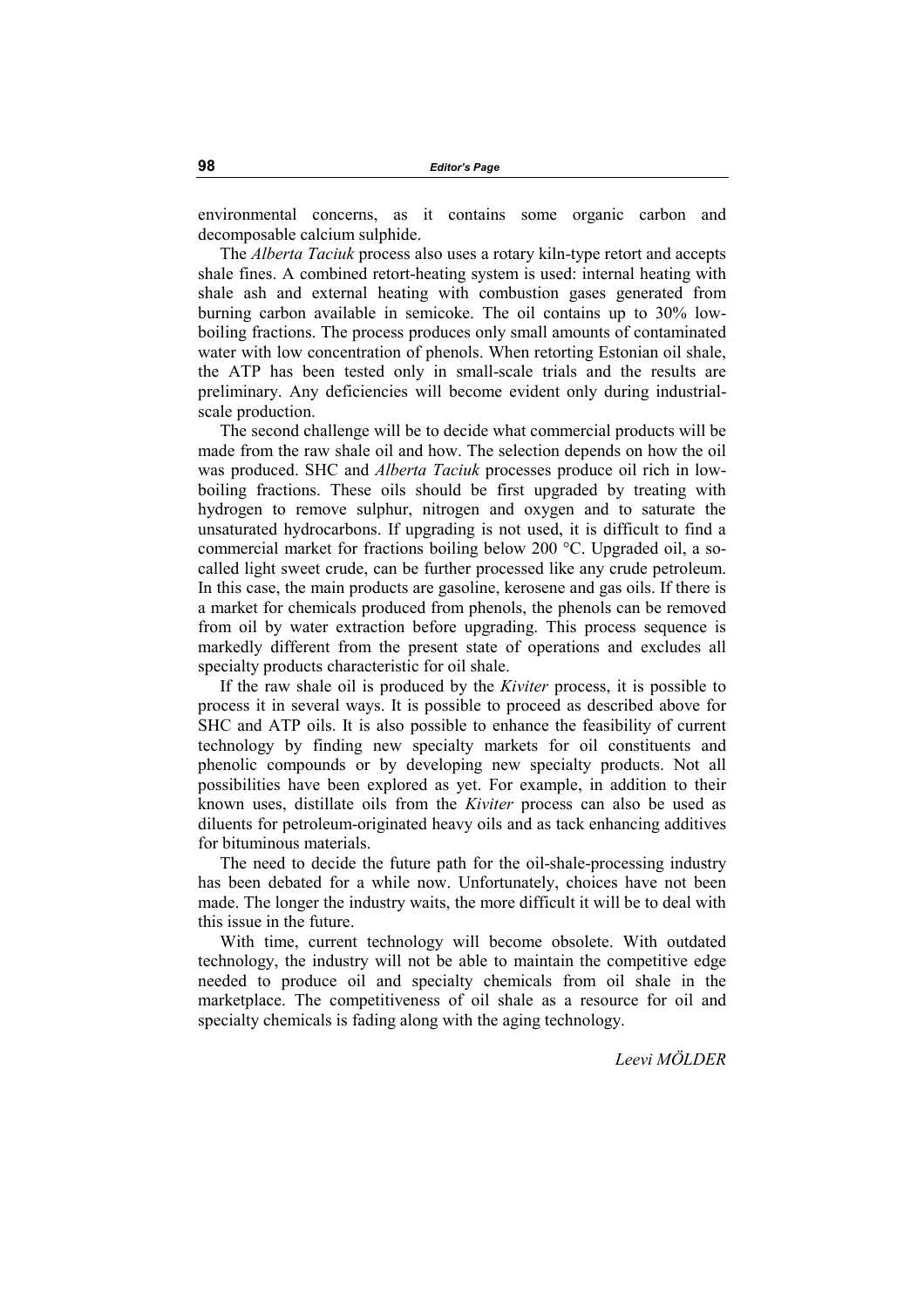environmental concerns, as it contains some organic carbon and decomposable calcium sulphide.

The *Alberta Taciuk* process also uses a rotary kiln-type retort and accepts shale fines. A combined retort-heating system is used: internal heating with shale ash and external heating with combustion gases generated from burning carbon available in semicoke. The oil contains up to 30% low-boiling fractions. The process produces only small amounts of contaminated water with low concentration of phenols. When retorting Estonian oil shale, the ATP has been tested only in small-scale trials and the results are preliminary. Any deficiencies will become evident only during industrial-scale production.

The second challenge will be to decide what commercial products will be made from the raw shale oil and how. The selection depends on how the oil was produced. SHC and *Alberta Taciuk* processes produce oil rich in low-boiling fractions. These oils should be first upgraded by treating with hydrogen to remove sulphur, nitrogen and oxygen and to saturate the unsaturated hydrocarbons. If upgrading is not used, it is difficult to find a commercial market for fractions boiling below 200 °C. Upgraded oil, a so-called light sweet crude, can be further processed like any crude petroleum. In this case, the main products are gasoline, kerosene and gas oils. If there is a market for chemicals produced from phenols, the phenols can be removed from oil by water extraction before upgrading. This process sequence is markedly different from the present state of operations and excludes all specialty products characteristic for oil shale.

If the raw shale oil is produced by the *Kiviter* process, it is possible to process it in several ways. It is possible to proceed as described above for SHC and ATP oils. It is also possible to enhance the feasibility of current technology by finding new specialty markets for oil constituents and phenolic compounds or by developing new specialty products. Not all possibilities have been explored as yet. For example, in addition to their known uses, distillate oils from the *Kiviter* process can also be used as diluents for petroleum-originated heavy oils and as tack enhancing additives for bituminous materials.

The need to decide the future path for the oil-shale-processing industry has been debated for a while now. Unfortunately, choices have not been made. The longer the industry waits, the more difficult it will be to deal with this issue in the future.

With time, current technology will become obsolete. With outdated technology, the industry will not be able to maintain the competitive edge needed to produce oil and specialty chemicals from oil shale in the marketplace. The competitiveness of oil shale as a resource for oil and specialty chemicals is fading along with the aging technology.

*Leevi MÖLDER*